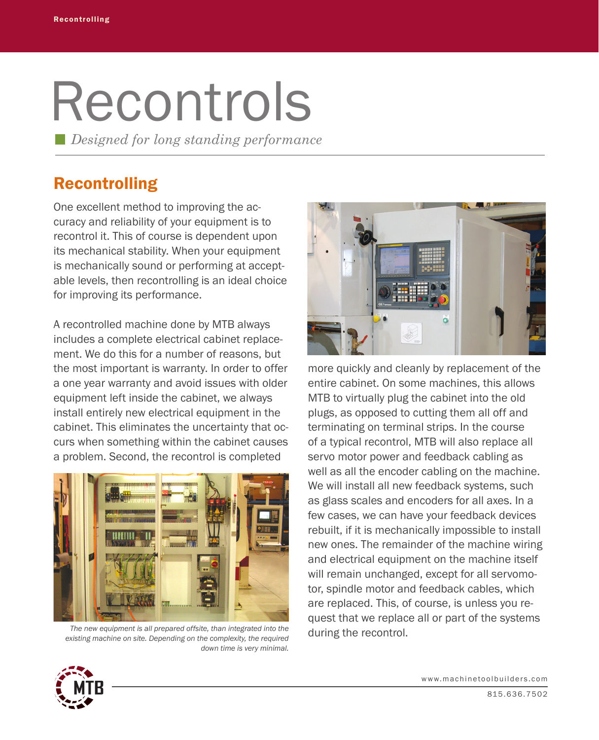# Recontrols

*Designed for long standing performance*

## Recontrolling

One excellent method to improving the accuracy and reliability of your equipment is to recontrol it. This of course is dependent upon its mechanical stability. When your equipment is mechanically sound or performing at acceptable levels, then recontrolling is an ideal choice for improving its performance.

A recontrolled machine done by MTB always includes a complete electrical cabinet replacement. We do this for a number of reasons, but the most important is warranty. In order to offer a one year warranty and avoid issues with older equipment left inside the cabinet, we always install entirely new electrical equipment in the cabinet. This eliminates the uncertainty that occurs when something within the cabinet causes a problem. Second, the recontrol is completed more quickly and cleanly by replacement of the entire cabinet. On some machines, this allows MTB to virtually plug the cabinet into the old plugs, as opposed to cutting them all off and terminating on terminal strips. In the course of a typical recontrol, MTB will also replace all servo motor power and feedback cabling as well as all the encoder cabling on the machine. We will install all new feedback systems, such as glass scales and encoders for all axes. In a few cases, we can have your feedback devices rebuilt, if it is mechanically impossible to install new ones. The remainder of the machine wiring and electrical equipment on the machine itself will remain unchanged, except for all servomotor, spindle motor and feedback cables, which are replaced. This, of course, is unless you request that we replace all or part of the systems during the recontrol.

*The new equipment is all prepared offsite, than integrated into the existing machine on site. Depending on the complexity, the required down time is very minimal.*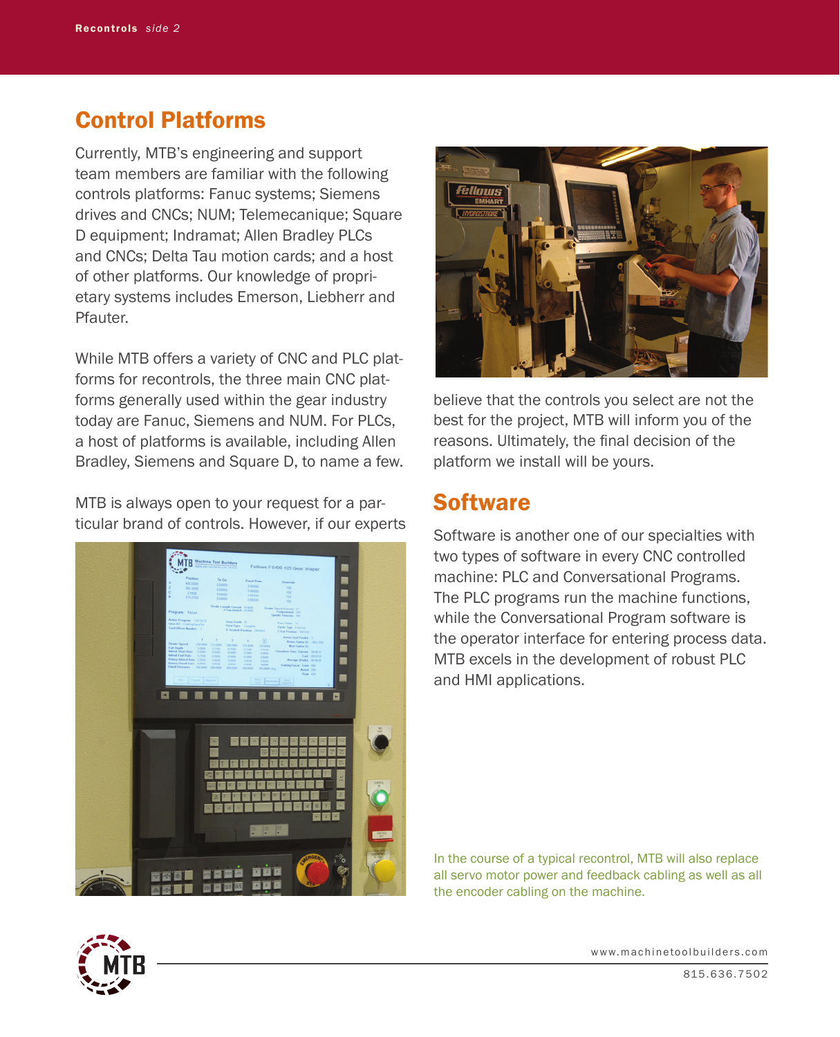## Control Platforms

Currently, MTB's engineering and support team members are familiar with the following controls platforms: Fanuc systems; Siemens drives and CNCs; NUM; Telemecanique; Square D equipment; Indramat; Allen Bradley PLCs and CNCs; Delta Tau motion cards; and a host of other platforms. Our knowledge of proprietary systems includes Emerson, Liebherr and Pfauter.

While MTB offers a variety of CNC and PLC platforms for recontrols, the three main CNC platforms generally used within the gear industry today are Fanuc, Siemens and NUM. For PLCs, a host of platforms is available, including Allen Bradley, Siemens and Square D, to name a few.

MTB is always open to your request for a particular brand of controls. However, if our experts believe that the controls you select are not the best for the project, MTB will inform you of the reasons. Ultimately, the final decision of the platform we install will be yours.

## Software

Software is another one of our specialties with two types of software in every CNC controlled machine: PLC and Conversational Programs. The PLC programs run the machine functions, while the Conversational Program software is the operator interface for entering process data. MTB excels in the development of robust PLC and HMI applications.

In the course of a typical recontrol, MTB will also replace all servo motor power and feedback cabling as well as all the encoder cabling on the machine.

www.machinetoolbuilders.com

815.636.7502